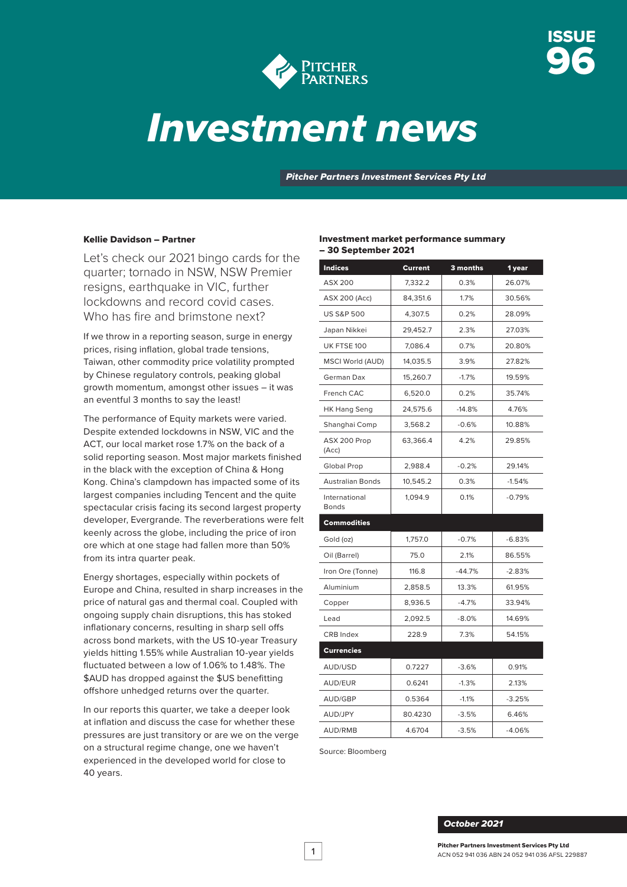ISSUE 96

# Investment news

***Pitcher Partners Investment Services Pty Ltd***

**Kellie Davidson – Partner**

Let's check our 2021 bingo cards for the quarter; tornado in NSW, NSW Premier resigns, earthquake in VIC, further lockdowns and record covid cases. Who has fire and brimstone next?

If we throw in a reporting season, surge in energy prices, rising inflation, global trade tensions, Taiwan, other commodity price volatility prompted by Chinese regulatory controls, peaking global growth momentum, amongst other issues – it was an eventful 3 months to say the least!

The performance of Equity markets were varied. Despite extended lockdowns in NSW, VIC and the ACT, our local market rose 1.7% on the back of a solid reporting season. Most major markets finished in the black with the exception of China & Hong Kong. China's clampdown has impacted some of its largest companies including Tencent and the quite spectacular crisis facing its second largest property developer, Evergrande. The reverberations were felt keenly across the globe, including the price of iron ore which at one stage had fallen more than 50% from its intra quarter peak.

Energy shortages, especially within pockets of Europe and China, resulted in sharp increases in the price of natural gas and thermal coal. Coupled with ongoing supply chain disruptions, this has stoked inflationary concerns, resulting in sharp sell offs across bond markets, with the US 10-year Treasury yields hitting 1.55% while Australian 10-year yields fluctuated between a low of 1.06% to 1.48%. The $AUD has dropped against the $US benefitting offshore unhedged returns over the quarter.

In our reports this quarter, we take a deeper look at inflation and discuss the case for whether these pressures are just transitory or are we on the verge on a structural regime change, one we haven't experienced in the developed world for close to 40 years.

**Investment market performance summary – 30 September 2021**

| Indices | Current | 3 months | 1 year |
|---|---|---|---|
| ASX 200 | 7,332.2 | 0.3% | 26.07% |
| ASX 200 (Acc) | 84,351.6 | 1.7% | 30.56% |
| US S&P 500 | 4,307.5 | 0.2% | 28.09% |
| Japan Nikkei | 29,452.7 | 2.3% | 27.03% |
| UK FTSE 100 | 7,086.4 | 0.7% | 20.80% |
| MSCI World (AUD) | 14,035.5 | 3.9% | 27.82% |
| German Dax | 15,260.7 | -1.7% | 19.59% |
| French CAC | 6,520.0 | 0.2% | 35.74% |
| HK Hang Seng | 24,575.6 | -14.8% | 4.76% |
| Shanghai Comp | 3,568.2 | -0.6% | 10.88% |
| ASX 200 Prop (Acc) | 63,366.4 | 4.2% | 29.85% |
| Global Prop | 2,988.4 | -0.2% | 29.14% |
| Australian Bonds | 10,545.2 | 0.3% | -1.54% |
| International Bonds | 1,094.9 | 0.1% | -0.79% |
| **Commodities** | | | |
| Gold (oz) | 1,757.0 | -0.7% | -6.83% |
| Oil (Barrel) | 75.0 | 2.1% | 86.55% |
| Iron Ore (Tonne) | 116.8 | -44.7% | -2.83% |
| Aluminium | 2,858.5 | 13.3% | 61.95% |
| Copper | 8,936.5 | -4.7% | 33.94% |
| Lead | 2,092.5 | -8.0% | 14.69% |
| CRB Index | 228.9 | 7.3% | 54.15% |
| **Currencies** | | | |
| AUD/USD | 0.7227 | -3.6% | 0.91% |
| AUD/EUR | 0.6241 | -1.3% | 2.13% |
| AUD/GBP | 0.5364 | -1.1% | -3.25% |
| AUD/JPY | 80.4230 | -3.5% | 6.46% |
| AUD/RMB | 4.6704 | -3.5% | -4.06% |

Source: Bloomberg

***October 2021***

**Pitcher Partners Investment Services Pty Ltd**
ACN 052 941 036 ABN 24 052 941 036 AFSL 229887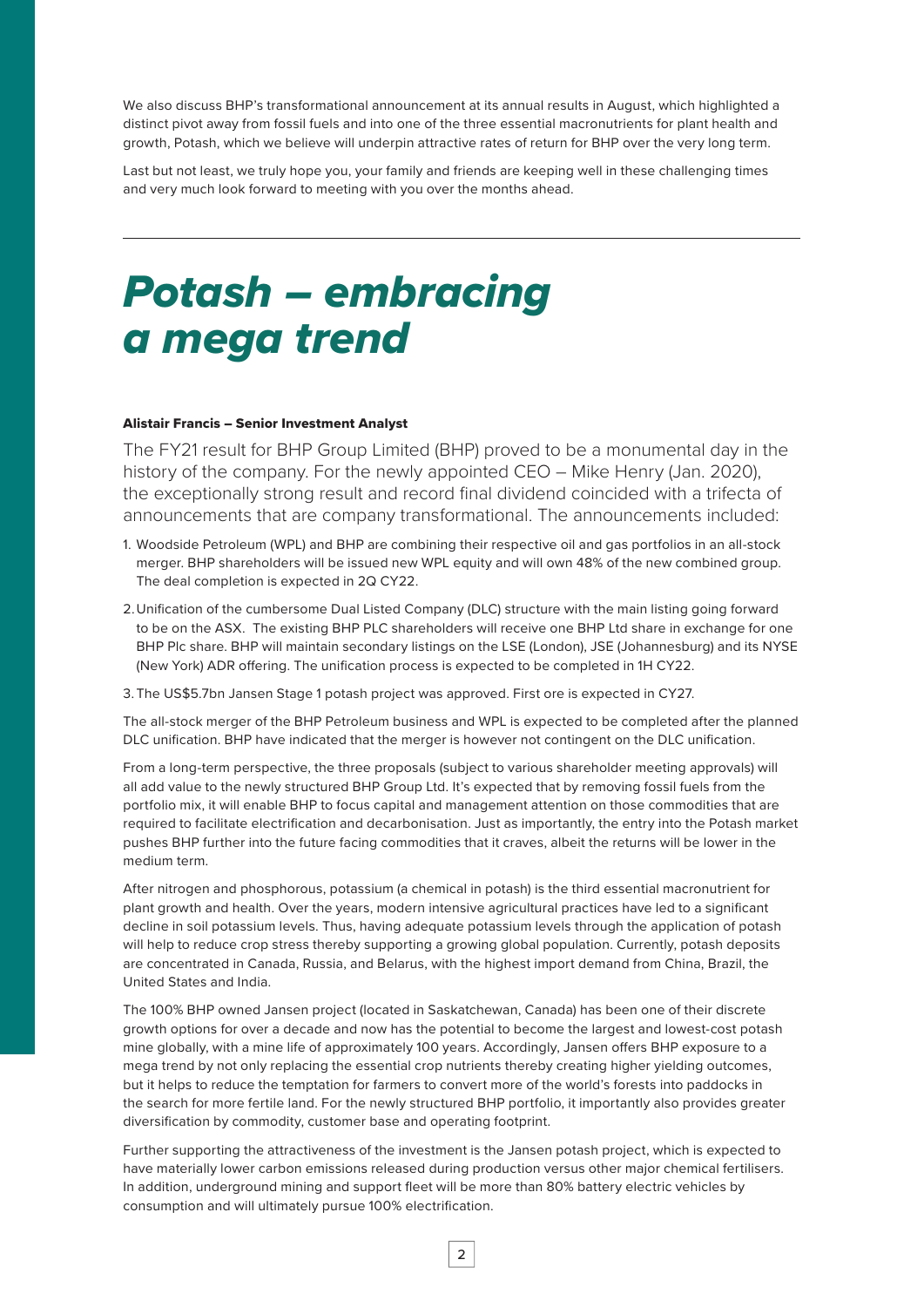We also discuss BHP's transformational announcement at its annual results in August, which highlighted a distinct pivot away from fossil fuels and into one of the three essential macronutrients for plant health and growth, Potash, which we believe will underpin attractive rates of return for BHP over the very long term.

Last but not least, we truly hope you, your family and friends are keeping well in these challenging times and very much look forward to meeting with you over the months ahead.

---

# *Potash – embracing a mega trend*

**Alistair Francis – Senior Investment Analyst**

The FY21 result for BHP Group Limited (BHP) proved to be a monumental day in the history of the company. For the newly appointed CEO – Mike Henry (Jan. 2020), the exceptionally strong result and record final dividend coincided with a trifecta of announcements that are company transformational. The announcements included:

1. Woodside Petroleum (WPL) and BHP are combining their respective oil and gas portfolios in an all-stock merger. BHP shareholders will be issued new WPL equity and will own 48% of the new combined group. The deal completion is expected in 2Q CY22.
2. Unification of the cumbersome Dual Listed Company (DLC) structure with the main listing going forward to be on the ASX. The existing BHP PLC shareholders will receive one BHP Ltd share in exchange for one BHP Plc share. BHP will maintain secondary listings on the LSE (London), JSE (Johannesburg) and its NYSE (New York) ADR offering. The unification process is expected to be completed in 1H CY22.
3. The US$5.7bn Jansen Stage 1 potash project was approved. First ore is expected in CY27.

The all-stock merger of the BHP Petroleum business and WPL is expected to be completed after the planned DLC unification. BHP have indicated that the merger is however not contingent on the DLC unification.

From a long-term perspective, the three proposals (subject to various shareholder meeting approvals) will all add value to the newly structured BHP Group Ltd. It's expected that by removing fossil fuels from the portfolio mix, it will enable BHP to focus capital and management attention on those commodities that are required to facilitate electrification and decarbonisation. Just as importantly, the entry into the Potash market pushes BHP further into the future facing commodities that it craves, albeit the returns will be lower in the medium term.

After nitrogen and phosphorous, potassium (a chemical in potash) is the third essential macronutrient for plant growth and health. Over the years, modern intensive agricultural practices have led to a significant decline in soil potassium levels. Thus, having adequate potassium levels through the application of potash will help to reduce crop stress thereby supporting a growing global population. Currently, potash deposits are concentrated in Canada, Russia, and Belarus, with the highest import demand from China, Brazil, the United States and India.

The 100% BHP owned Jansen project (located in Saskatchewan, Canada) has been one of their discrete growth options for over a decade and now has the potential to become the largest and lowest-cost potash mine globally, with a mine life of approximately 100 years. Accordingly, Jansen offers BHP exposure to a mega trend by not only replacing the essential crop nutrients thereby creating higher yielding outcomes, but it helps to reduce the temptation for farmers to convert more of the world's forests into paddocks in the search for more fertile land. For the newly structured BHP portfolio, it importantly also provides greater diversification by commodity, customer base and operating footprint.

Further supporting the attractiveness of the investment is the Jansen potash project, which is expected to have materially lower carbon emissions released during production versus other major chemical fertilisers. In addition, underground mining and support fleet will be more than 80% battery electric vehicles by consumption and will ultimately pursue 100% electrification.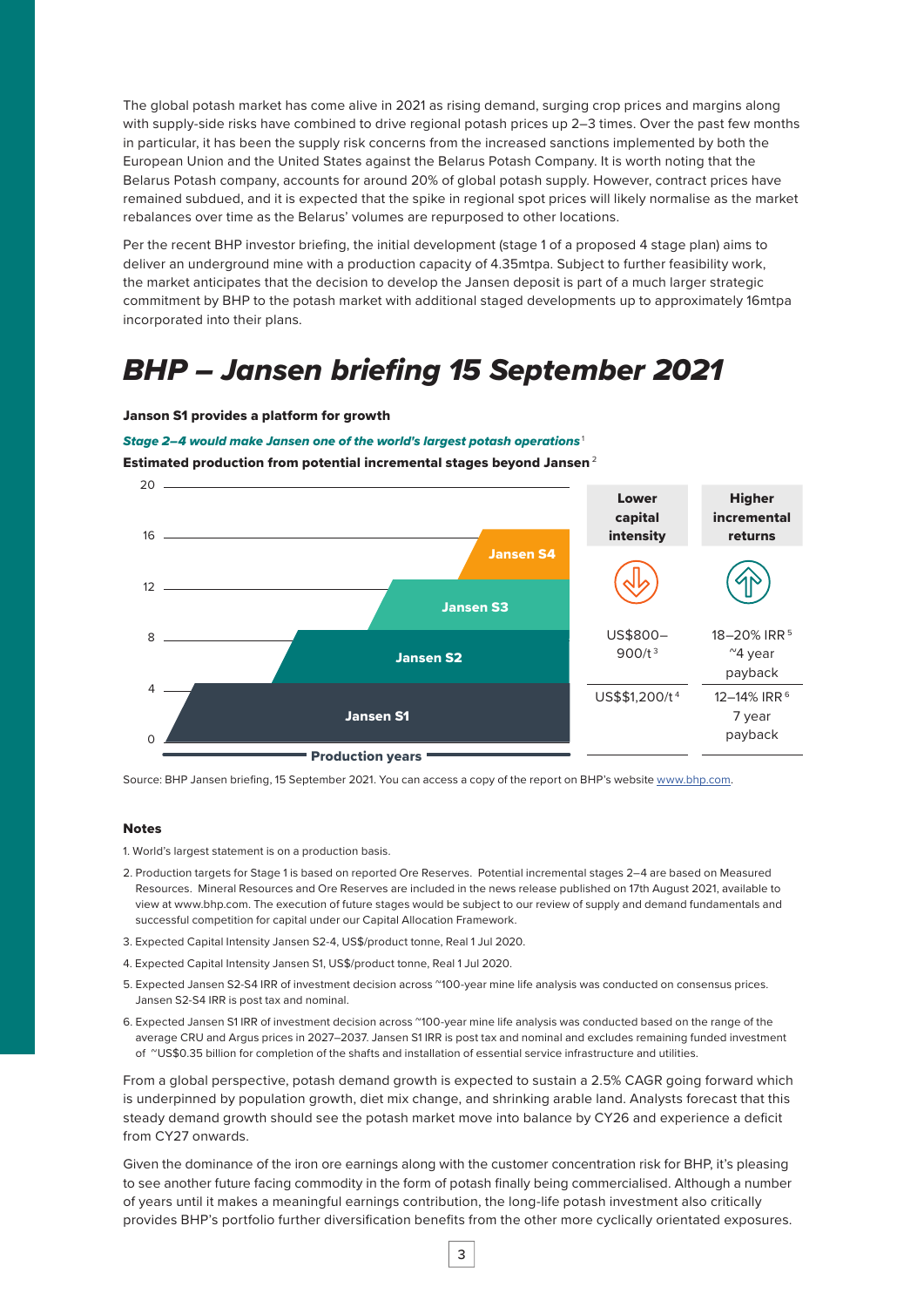The global potash market has come alive in 2021 as rising demand, surging crop prices and margins along with supply-side risks have combined to drive regional potash prices up 2–3 times. Over the past few months in particular, it has been the supply risk concerns from the increased sanctions implemented by both the European Union and the United States against the Belarus Potash Company. It is worth noting that the Belarus Potash company, accounts for around 20% of global potash supply. However, contract prices have remained subdued, and it is expected that the spike in regional spot prices will likely normalise as the market rebalances over time as the Belarus' volumes are repurposed to other locations.

Per the recent BHP investor briefing, the initial development (stage 1 of a proposed 4 stage plan) aims to deliver an underground mine with a production capacity of 4.35mtpa. Subject to further feasibility work, the market anticipates that the decision to develop the Jansen deposit is part of a much larger strategic commitment by BHP to the potash market with additional staged developments up to approximately 16mtpa incorporated into their plans.

# BHP – Jansen briefing 15 September 2021

**Janson S1 provides a platform for growth**

***Stage 2–4 would make Jansen one of the world's largest potash operations***[1]

**Estimated production from potential incremental stages beyond Jansen**[2]

| | Lower capital intensity | Higher incremental returns |
|---|---|---|
| Jansen S2–S4 | US$800–900/t[3] | 18–20% IRR[5] ~4 year payback |
| Jansen S1 | US$$1,200/t[4] | 12–14% IRR[6] 7 year payback |

Source: BHP Jansen briefing, 15 September 2021. You can access a copy of the report on BHP's website www.bhp.com.

**Notes**

1. World's largest statement is on a production basis.
2. Production targets for Stage 1 is based on reported Ore Reserves. Potential incremental stages 2–4 are based on Measured Resources. Mineral Resources and Ore Reserves are included in the news release published on 17th August 2021, available to view at www.bhp.com. The execution of future stages would be subject to our review of supply and demand fundamentals and successful competition for capital under our Capital Allocation Framework.
3. Expected Capital Intensity Jansen S2-4, US$/product tonne, Real 1 Jul 2020.
4. Expected Capital Intensity Jansen S1, US$/product tonne, Real 1 Jul 2020.
5. Expected Jansen S2-S4 IRR of investment decision across ~100-year mine life analysis was conducted on consensus prices. Jansen S2-S4 IRR is post tax and nominal.
6. Expected Jansen S1 IRR of investment decision across ~100-year mine life analysis was conducted based on the range of the average CRU and Argus prices in 2027–2037. Jansen S1 IRR is post tax and nominal and excludes remaining funded investment of ~US$0.35 billion for completion of the shafts and installation of essential service infrastructure and utilities.

From a global perspective, potash demand growth is expected to sustain a 2.5% CAGR going forward which is underpinned by population growth, diet mix change, and shrinking arable land. Analysts forecast that this steady demand growth should see the potash market move into balance by CY26 and experience a deficit from CY27 onwards.

Given the dominance of the iron ore earnings along with the customer concentration risk for BHP, it's pleasing to see another future facing commodity in the form of potash finally being commercialised. Although a number of years until it makes a meaningful earnings contribution, the long-life potash investment also critically provides BHP's portfolio further diversification benefits from the other more cyclically orientated exposures.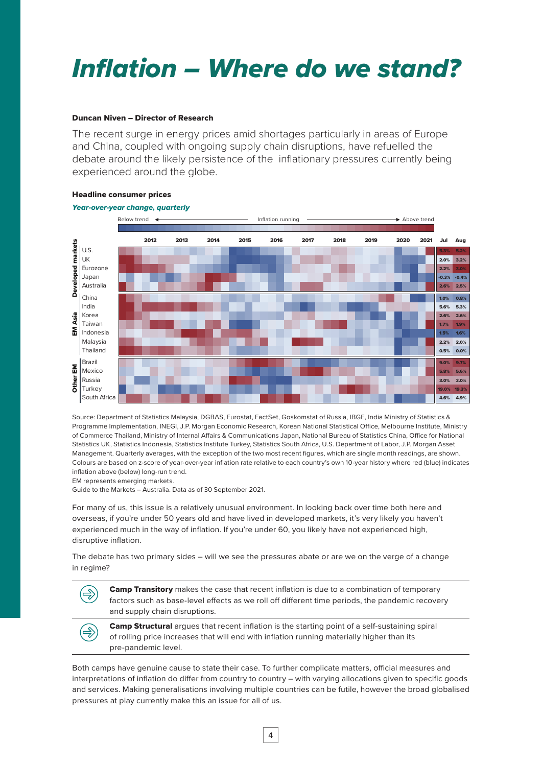# *Inflation – Where do we stand?*

**Duncan Niven – Director of Research**

The recent surge in energy prices amid shortages particularly in areas of Europe and China, coupled with ongoing supply chain disruptions, have refuelled the debate around the likely persistence of the inflationary pressures currently being experienced around the globe.

**Headline consumer prices**

***Year-over-year change, quarterly***

| | | Jul | Aug |
|---|---|---|---|
| Developed markets | U.S. | 5.3% | 5.2% |
| | UK | 2.0% | 3.2% |
| | Eurozone | 2.2% | 3.0% |
| | Japan | -0.3% | -0.4% |
| | Australia | 2.6% | 2.5% |
| EM Asia | China | 1.0% | 0.8% |
| | India | 5.6% | 5.3% |
| | Korea | 2.6% | 2.6% |
| | Taiwan | 1.7% | 1.9% |
| | Indonesia | 1.5% | 1.6% |
| | Malaysia | 2.2% | 2.0% |
| | Thailand | 0.5% | 0.0% |
| Other EM | Brazil | 9.0% | 9.7% |
| | Mexico | 5.8% | 5.6% |
| | Russia | 3.0% | 3.0% |
| | Turkey | 19.0% | 19.3% |
| | South Africa | 4.6% | 4.9% |

Source: Department of Statistics Malaysia, DGBAS, Eurostat, FactSet, Goskomstat of Russia, IBGE, India Ministry of Statistics & Programme Implementation, INEGI, J.P. Morgan Economic Research, Korean National Statistical Office, Melbourne Institute, Ministry of Commerce Thailand, Ministry of Internal Affairs & Communications Japan, National Bureau of Statistics China, Office for National Statistics UK, Statistics Indonesia, Statistics Institute Turkey, Statistics South Africa, U.S. Department of Labor, J.P. Morgan Asset Management. Quarterly averages, with the exception of the two most recent figures, which are single month readings, are shown. Colours are based on z-score of year-over-year inflation rate relative to each country's own 10-year history where red (blue) indicates inflation above (below) long-run trend.
EM represents emerging markets.
Guide to the Markets – Australia. Data as of 30 September 2021.

For many of us, this issue is a relatively unusual environment. In looking back over time both here and overseas, if you're under 50 years old and have lived in developed markets, it's very likely you haven't experienced much in the way of inflation. If you're under 60, you likely have not experienced high, disruptive inflation.

The debate has two primary sides – will we see the pressures abate or are we on the verge of a change in regime?

**Camp Transitory** makes the case that recent inflation is due to a combination of temporary factors such as base-level effects as we roll off different time periods, the pandemic recovery and supply chain disruptions.

**Camp Structural** argues that recent inflation is the starting point of a self-sustaining spiral of rolling price increases that will end with inflation running materially higher than its pre-pandemic level.

Both camps have genuine cause to state their case. To further complicate matters, official measures and interpretations of inflation do differ from country to country – with varying allocations given to specific goods and services. Making generalisations involving multiple countries can be futile, however the broad globalised pressures at play currently make this an issue for all of us.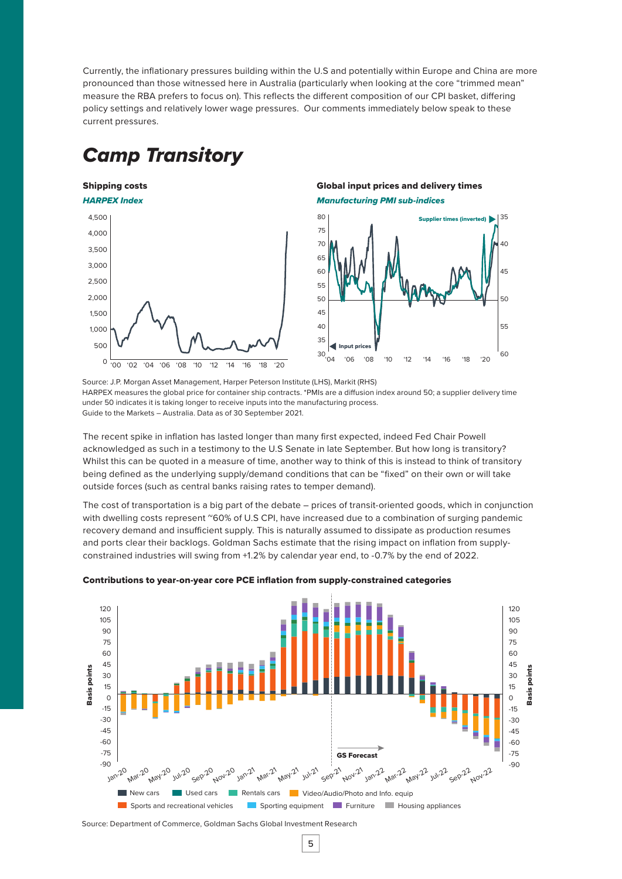Currently, the inflationary pressures building within the U.S and potentially within Europe and China are more pronounced than those witnessed here in Australia (particularly when looking at the core "trimmed mean" measure the RBA prefers to focus on). This reflects the different composition of our CPI basket, differing policy settings and relatively lower wage pressures. Our comments immediately below speak to these current pressures.

# *Camp Transitory*

**Shipping costs**

***HARPEX Index***

**Global input prices and delivery times**

***Manufacturing PMI sub-indices***

Source: J.P. Morgan Asset Management, Harper Peterson Institute (LHS), Markit (RHS)
HARPEX measures the global price for container ship contracts. *PMIs are a diffusion index around 50; a supplier delivery time under 50 indicates it is taking longer to receive inputs into the manufacturing process.
Guide to the Markets – Australia. Data as of 30 September 2021.

The recent spike in inflation has lasted longer than many first expected, indeed Fed Chair Powell acknowledged as such in a testimony to the U.S Senate in late September. But how long is transitory? Whilst this can be quoted in a measure of time, another way to think of this is instead to think of transitory being defined as the underlying supply/demand conditions that can be "fixed" on their own or will take outside forces (such as central banks raising rates to temper demand).

The cost of transportation is a big part of the debate – prices of transit-oriented goods, which in conjunction with dwelling costs represent ~60% of U.S CPI, have increased due to a combination of surging pandemic recovery demand and insufficient supply. This is naturally assumed to dissipate as production resumes and ports clear their backlogs. Goldman Sachs estimate that the rising impact on inflation from supply-constrained industries will swing from +1.2% by calendar year end, to -0.7% by the end of 2022.

**Contributions to year-on-year core PCE inflation from supply-constrained categories**

Source: Department of Commerce, Goldman Sachs Global Investment Research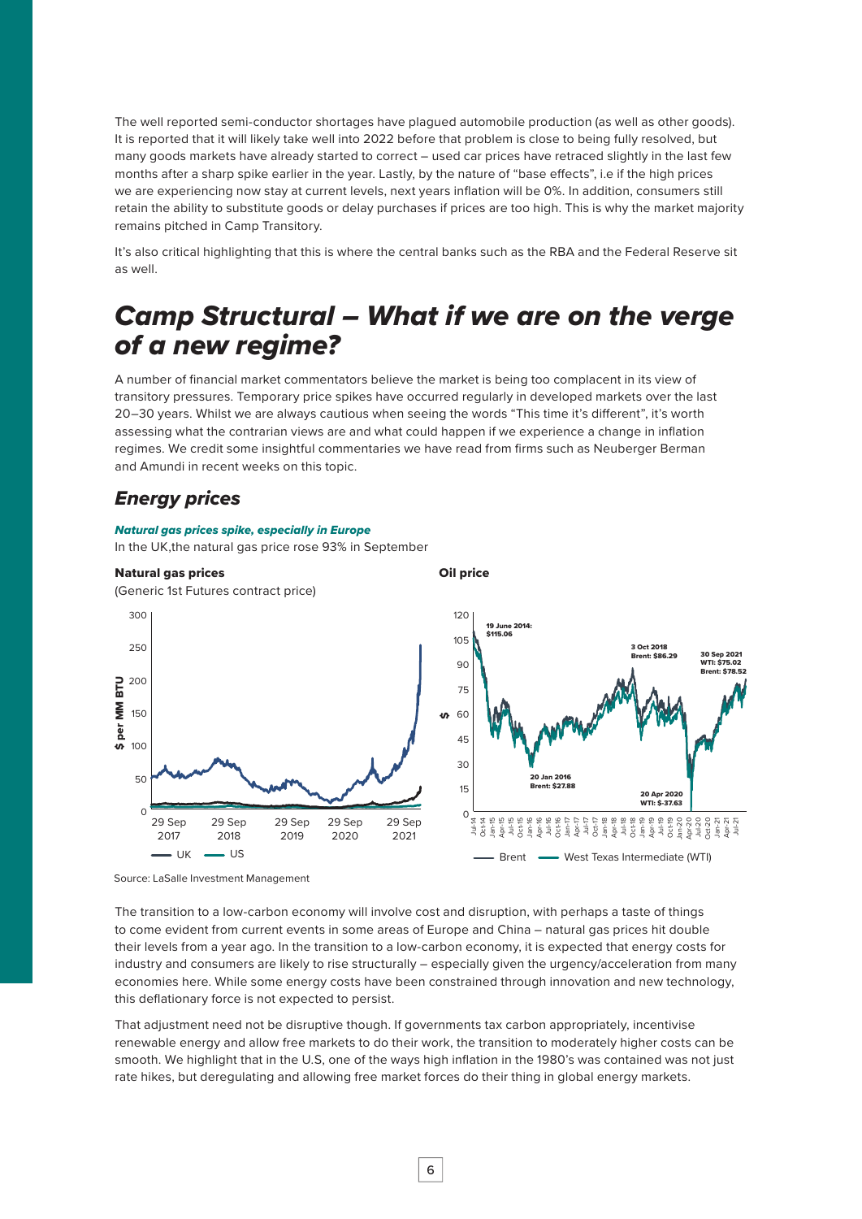The well reported semi-conductor shortages have plagued automobile production (as well as other goods). It is reported that it will likely take well into 2022 before that problem is close to being fully resolved, but many goods markets have already started to correct – used car prices have retraced slightly in the last few months after a sharp spike earlier in the year. Lastly, by the nature of "base effects", i.e if the high prices we are experiencing now stay at current levels, next years inflation will be 0%. In addition, consumers still retain the ability to substitute goods or delay purchases if prices are too high. This is why the market majority remains pitched in Camp Transitory.

It's also critical highlighting that this is where the central banks such as the RBA and the Federal Reserve sit as well.

## *Camp Structural – What if we are on the verge of a new regime?*

A number of financial market commentators believe the market is being too complacent in its view of transitory pressures. Temporary price spikes have occurred regularly in developed markets over the last 20–30 years. Whilst we are always cautious when seeing the words "This time it's different", it's worth assessing what the contrarian views are and what could happen if we experience a change in inflation regimes. We credit some insightful commentaries we have read from firms such as Neuberger Berman and Amundi in recent weeks on this topic.

### *Energy prices*

***Natural gas prices spike, especially in Europe***

In the UK,the natural gas price rose 93% in September

**Natural gas prices**

(Generic 1st Futures contract price)

**Oil price**

Source: LaSalle Investment Management

The transition to a low-carbon economy will involve cost and disruption, with perhaps a taste of things to come evident from current events in some areas of Europe and China – natural gas prices hit double their levels from a year ago. In the transition to a low-carbon economy, it is expected that energy costs for industry and consumers are likely to rise structurally – especially given the urgency/acceleration from many economies here. While some energy costs have been constrained through innovation and new technology, this deflationary force is not expected to persist.

That adjustment need not be disruptive though. If governments tax carbon appropriately, incentivise renewable energy and allow free markets to do their work, the transition to moderately higher costs can be smooth. We highlight that in the U.S, one of the ways high inflation in the 1980's was contained was not just rate hikes, but deregulating and allowing free market forces do their thing in global energy markets.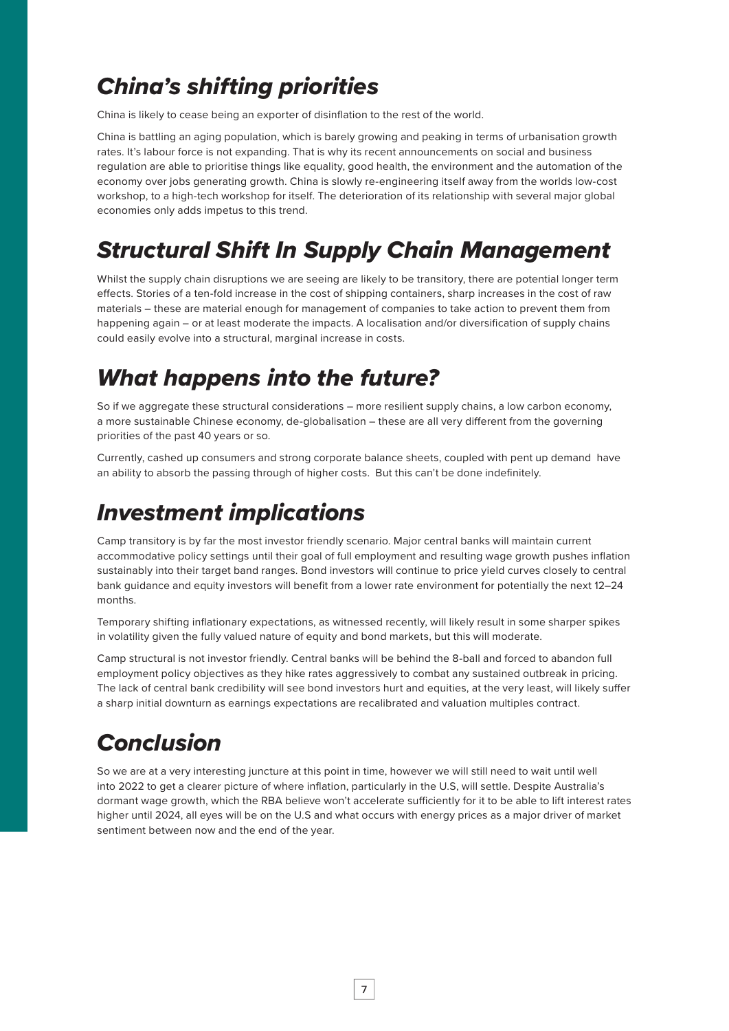## *China's shifting priorities*

China is likely to cease being an exporter of disinflation to the rest of the world.

China is battling an aging population, which is barely growing and peaking in terms of urbanisation growth rates. It's labour force is not expanding. That is why its recent announcements on social and business regulation are able to prioritise things like equality, good health, the environment and the automation of the economy over jobs generating growth. China is slowly re-engineering itself away from the worlds low-cost workshop, to a high-tech workshop for itself. The deterioration of its relationship with several major global economies only adds impetus to this trend.

## *Structural Shift In Supply Chain Management*

Whilst the supply chain disruptions we are seeing are likely to be transitory, there are potential longer term effects. Stories of a ten-fold increase in the cost of shipping containers, sharp increases in the cost of raw materials – these are material enough for management of companies to take action to prevent them from happening again – or at least moderate the impacts. A localisation and/or diversification of supply chains could easily evolve into a structural, marginal increase in costs.

## *What happens into the future?*

So if we aggregate these structural considerations – more resilient supply chains, a low carbon economy, a more sustainable Chinese economy, de-globalisation – these are all very different from the governing priorities of the past 40 years or so.

Currently, cashed up consumers and strong corporate balance sheets, coupled with pent up demand have an ability to absorb the passing through of higher costs. But this can't be done indefinitely.

## *Investment implications*

Camp transitory is by far the most investor friendly scenario. Major central banks will maintain current accommodative policy settings until their goal of full employment and resulting wage growth pushes inflation sustainably into their target band ranges. Bond investors will continue to price yield curves closely to central bank guidance and equity investors will benefit from a lower rate environment for potentially the next 12–24 months.

Temporary shifting inflationary expectations, as witnessed recently, will likely result in some sharper spikes in volatility given the fully valued nature of equity and bond markets, but this will moderate.

Camp structural is not investor friendly. Central banks will be behind the 8-ball and forced to abandon full employment policy objectives as they hike rates aggressively to combat any sustained outbreak in pricing. The lack of central bank credibility will see bond investors hurt and equities, at the very least, will likely suffer a sharp initial downturn as earnings expectations are recalibrated and valuation multiples contract.

## *Conclusion*

So we are at a very interesting juncture at this point in time, however we will still need to wait until well into 2022 to get a clearer picture of where inflation, particularly in the U.S, will settle. Despite Australia's dormant wage growth, which the RBA believe won't accelerate sufficiently for it to be able to lift interest rates higher until 2024, all eyes will be on the U.S and what occurs with energy prices as a major driver of market sentiment between now and the end of the year.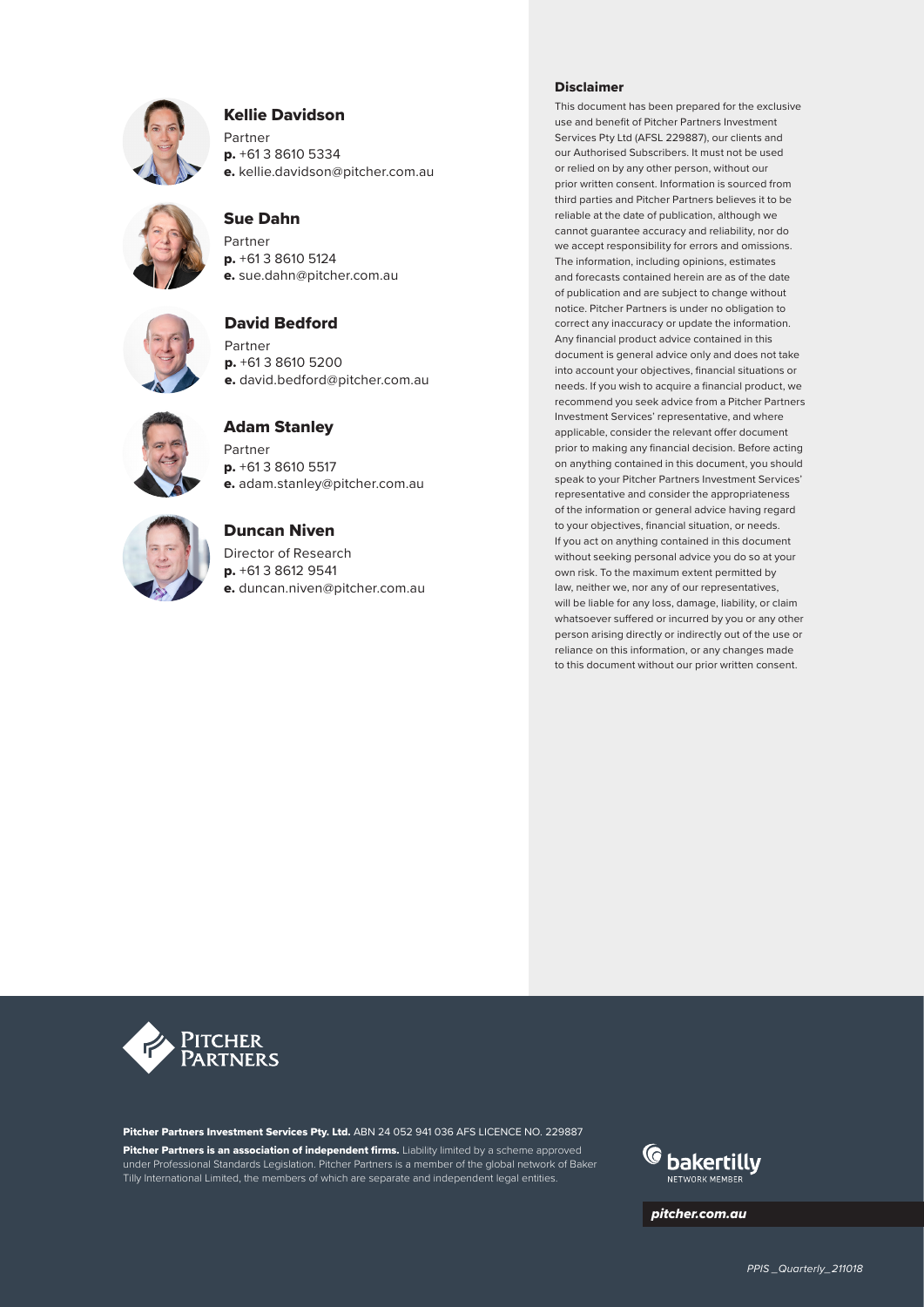### Kellie Davidson

Partner
**p.** +61 3 8610 5334
**e.** kellie.davidson@pitcher.com.au

### Sue Dahn

Partner
**p.** +61 3 8610 5124
**e.** sue.dahn@pitcher.com.au

### David Bedford

Partner
**p.** +61 3 8610 5200
**e.** david.bedford@pitcher.com.au

### Adam Stanley

Partner
**p.** +61 3 8610 5517
**e.** adam.stanley@pitcher.com.au

### Duncan Niven

Director of Research
**p.** +61 3 8612 9541
**e.** duncan.niven@pitcher.com.au

### Disclaimer

This document has been prepared for the exclusive use and benefit of Pitcher Partners Investment Services Pty Ltd (AFSL 229887), our clients and our Authorised Subscribers. It must not be used or relied on by any other person, without our prior written consent. Information is sourced from third parties and Pitcher Partners believes it to be reliable at the date of publication, although we cannot guarantee accuracy and reliability, nor do we accept responsibility for errors and omissions. The information, including opinions, estimates and forecasts contained herein are as of the date of publication and are subject to change without notice. Pitcher Partners is under no obligation to correct any inaccuracy or update the information. Any financial product advice contained in this document is general advice only and does not take into account your objectives, financial situations or needs. If you wish to acquire a financial product, we recommend you seek advice from a Pitcher Partners Investment Services' representative, and where applicable, consider the relevant offer document prior to making any financial decision. Before acting on anything contained in this document, you should speak to your Pitcher Partners Investment Services' representative and consider the appropriateness of the information or general advice having regard to your objectives, financial situation, or needs. If you act on anything contained in this document without seeking personal advice you do so at your own risk. To the maximum extent permitted by law, neither we, nor any of our representatives, will be liable for any loss, damage, liability, or claim whatsoever suffered or incurred by you or any other person arising directly or indirectly out of the use or reliance on this information, or any changes made to this document without our prior written consent.

Pitcher Partners

**Pitcher Partners Investment Services Pty. Ltd.** ABN 24 052 941 036 AFS LICENCE NO. 229887

**Pitcher Partners is an association of independent firms.** Liability limited by a scheme approved under Professional Standards Legislation. Pitcher Partners is a member of the global network of Baker Tilly International Limited, the members of which are separate and independent legal entities.

bakertilly NETWORK MEMBER

*pitcher.com.au*

*PPIS_Quarterly_211018*